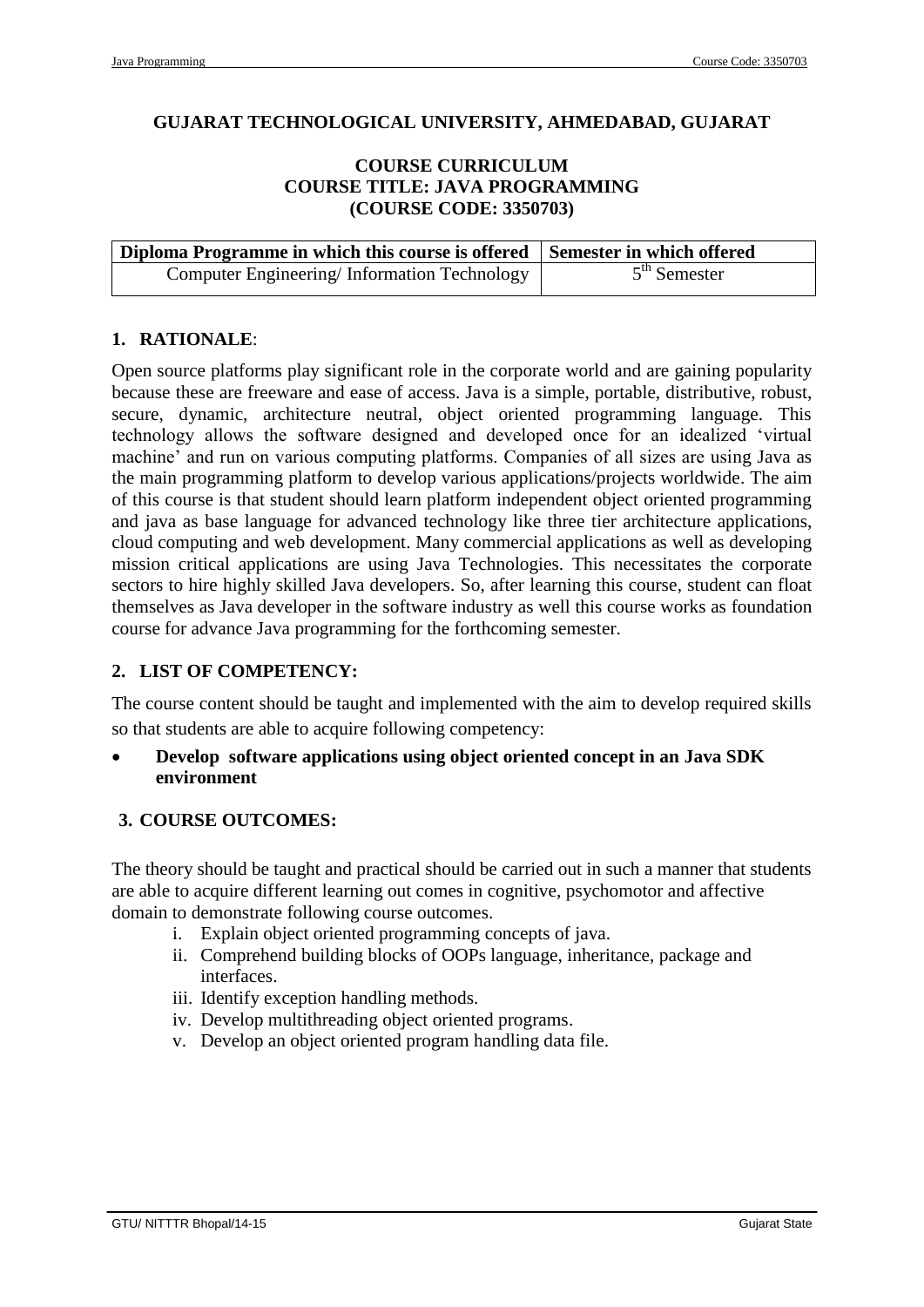**GUJARAT TECHNOLOGICAL UNIVERSITY, AHMEDABAD, GUJARAT**

**COURSE CURRICULUM**
**COURSE TITLE: JAVA PROGRAMMING**
**(COURSE CODE: 3350703)**

| Diploma Programme in which this course is offered | Semester in which offered |
|---|---|
| Computer Engineering/ Information Technology | 5th Semester |

## 1. RATIONALE:

Open source platforms play significant role in the corporate world and are gaining popularity because these are freeware and ease of access. Java is a simple, portable, distributive, robust, secure, dynamic, architecture neutral, object oriented programming language. This technology allows the software designed and developed once for an idealized 'virtual machine' and run on various computing platforms. Companies of all sizes are using Java as the main programming platform to develop various applications/projects worldwide. The aim of this course is that student should learn platform independent object oriented programming and java as base language for advanced technology like three tier architecture applications, cloud computing and web development. Many commercial applications as well as developing mission critical applications are using Java Technologies. This necessitates the corporate sectors to hire highly skilled Java developers. So, after learning this course, student can float themselves as Java developer in the software industry as well this course works as foundation course for advance Java programming for the forthcoming semester.

## 2. LIST OF COMPETENCY:

The course content should be taught and implemented with the aim to develop required skills so that students are able to acquire following competency:

- **Develop software applications using object oriented concept in an Java SDK environment**

## 3. COURSE OUTCOMES:

The theory should be taught and practical should be carried out in such a manner that students are able to acquire different learning out comes in cognitive, psychomotor and affective domain to demonstrate following course outcomes.

i. Explain object oriented programming concepts of java.
ii. Comprehend building blocks of OOPs language, inheritance, package and interfaces.
iii. Identify exception handling methods.
iv. Develop multithreading object oriented programs.
v. Develop an object oriented program handling data file.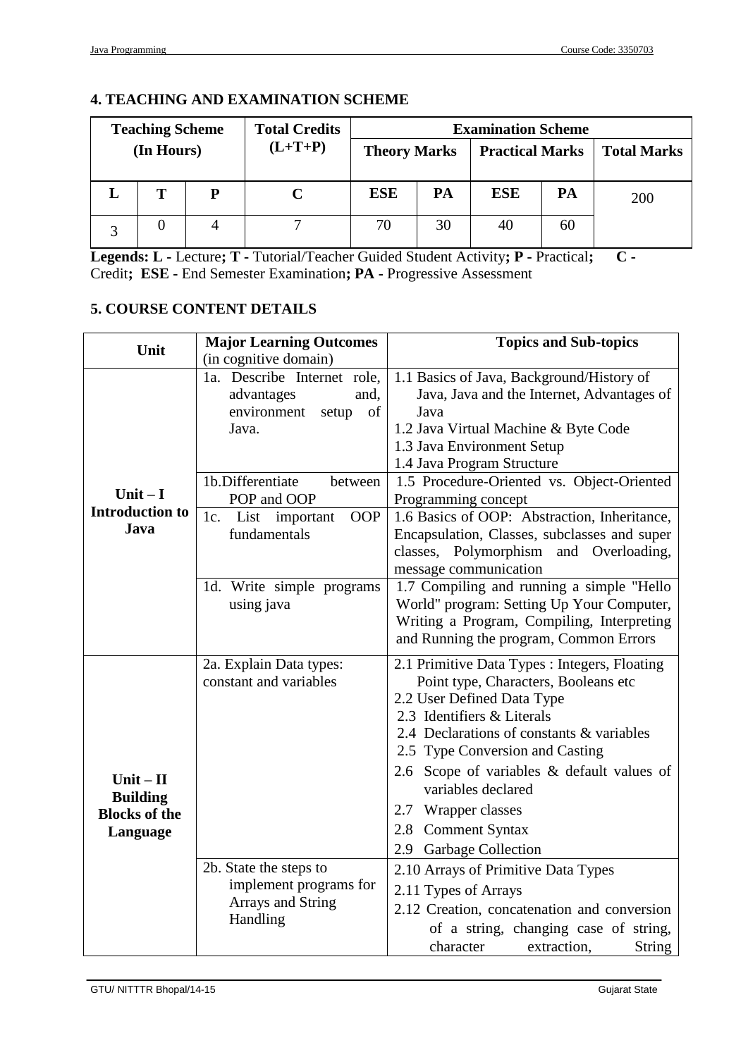## 4. TEACHING AND EXAMINATION SCHEME

| Teaching Scheme (In Hours) | | | Total Credits (L+T+P) | Examination Scheme | | | | |
|---|---|---|---|---|---|---|---|---|
| | | | | Theory Marks | | Practical Marks | | Total Marks |
| L | T | P | C | ESE | PA | ESE | PA | 200 |
| 3 | 0 | 4 | 7 | 70 | 30 | 40 | 60 | |

**Legends: L -** Lecture**; T -** Tutorial/Teacher Guided Student Activity**; P -** Practical**; C -** Credit**; ESE -** End Semester Examination**; PA -** Progressive Assessment

## 5. COURSE CONTENT DETAILS

| Unit | Major Learning Outcomes (in cognitive domain) | Topics and Sub-topics |
|---|---|---|
| **Unit – I Introduction to Java** | 1a. Describe Internet role, advantages and, environment setup of Java. | 1.1 Basics of Java, Background/History of Java, Java and the Internet, Advantages of Java<br>1.2 Java Virtual Machine & Byte Code<br>1.3 Java Environment Setup<br>1.4 Java Program Structure |
| | 1b.Differentiate between POP and OOP | 1.5 Procedure-Oriented vs. Object-Oriented Programming concept |
| | 1c. List important OOP fundamentals | 1.6 Basics of OOP: Abstraction, Inheritance, Encapsulation, Classes, subclasses and super classes, Polymorphism and Overloading, message communication |
| | 1d. Write simple programs using java | 1.7 Compiling and running a simple "Hello World" program: Setting Up Your Computer, Writing a Program, Compiling, Interpreting and Running the program, Common Errors |
| **Unit – II Building Blocks of the Language** | 2a. Explain Data types: constant and variables | 2.1 Primitive Data Types : Integers, Floating Point type, Characters, Booleans etc<br>2.2 User Defined Data Type<br>2.3 Identifiers & Literals<br>2.4 Declarations of constants & variables<br>2.5 Type Conversion and Casting<br>2.6 Scope of variables & default values of variables declared<br>2.7 Wrapper classes<br>2.8 Comment Syntax<br>2.9 Garbage Collection |
| | 2b. State the steps to implement programs for Arrays and String Handling | 2.10 Arrays of Primitive Data Types<br>2.11 Types of Arrays<br>2.12 Creation, concatenation and conversion of a string, changing case of string, character extraction, String |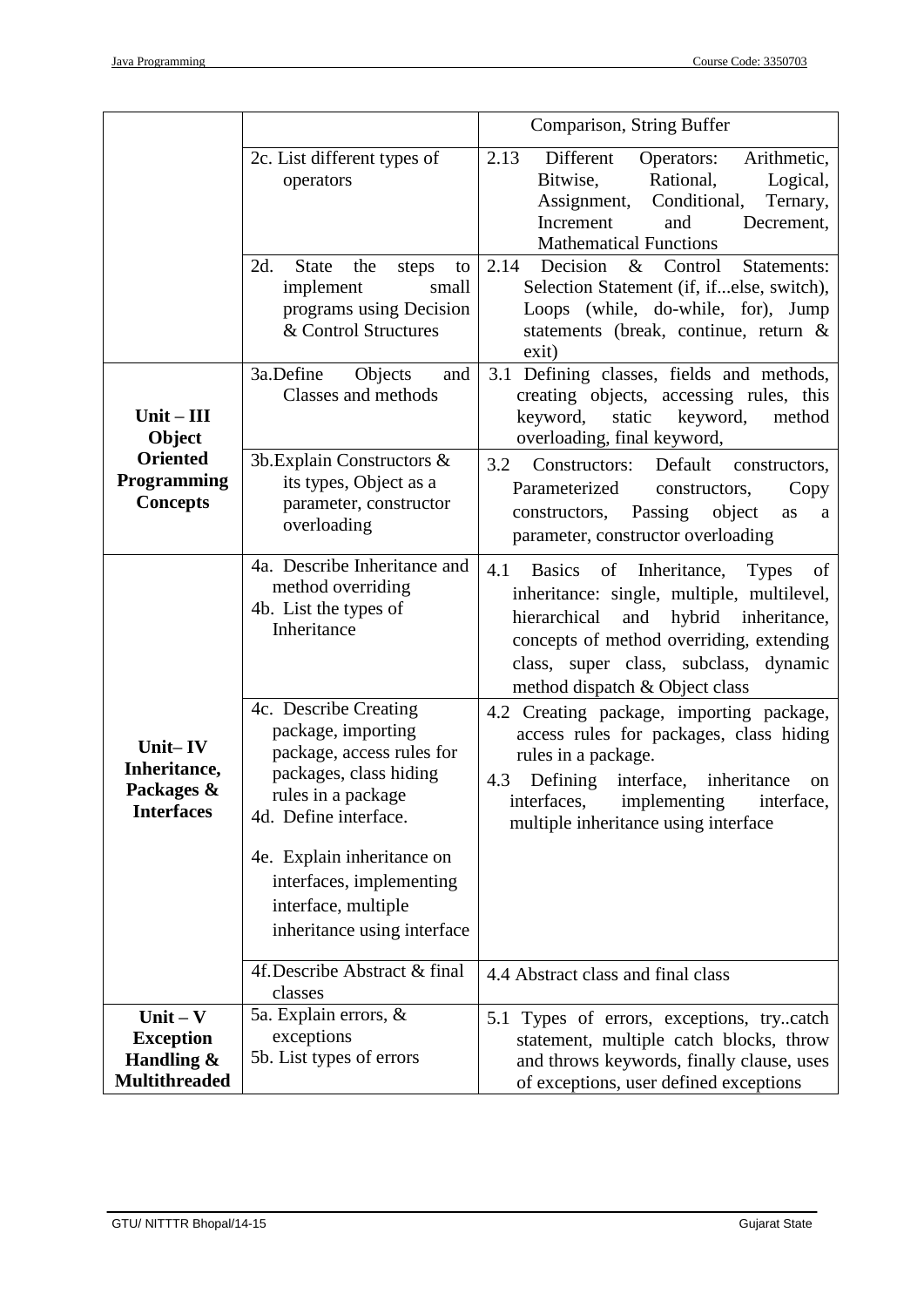| | | |
|---|---|---|
| | | Comparison, String Buffer |
| | 2c. List different types of operators | 2.13 Different Operators: Arithmetic, Bitwise, Rational, Logical, Assignment, Conditional, Ternary, Increment and Decrement, Mathematical Functions |
| | 2d. State the steps to implement small programs using Decision & Control Structures | 2.14 Decision & Control Statements: Selection Statement (if, if...else, switch), Loops (while, do-while, for), Jump statements (break, continue, return & exit) |
| **Unit – III Object Oriented Programming Concepts** | 3a.Define Objects and Classes and methods | 3.1 Defining classes, fields and methods, creating objects, accessing rules, this keyword, static keyword, method overloading, final keyword, |
| | 3b.Explain Constructors & its types, Object as a parameter, constructor overloading | 3.2 Constructors: Default constructors, Parameterized constructors, Copy constructors, Passing object as a parameter, constructor overloading |
| **Unit– IV Inheritance, Packages & Interfaces** | 4a. Describe Inheritance and method overriding<br>4b. List the types of Inheritance | 4.1 Basics of Inheritance, Types of inheritance: single, multiple, multilevel, hierarchical and hybrid inheritance, concepts of method overriding, extending class, super class, subclass, dynamic method dispatch & Object class |
| | 4c. Describe Creating package, importing package, access rules for packages, class hiding rules in a package<br>4d. Define interface.<br>4e. Explain inheritance on interfaces, implementing interface, multiple inheritance using interface | 4.2 Creating package, importing package, access rules for packages, class hiding rules in a package.<br>4.3 Defining interface, inheritance on interfaces, implementing interface, multiple inheritance using interface |
| | 4f.Describe Abstract & final classes | 4.4 Abstract class and final class |
| **Unit – V Exception Handling & Multithreaded** | 5a. Explain errors, & exceptions<br>5b. List types of errors | 5.1 Types of errors, exceptions, try..catch statement, multiple catch blocks, throw and throws keywords, finally clause, uses of exceptions, user defined exceptions |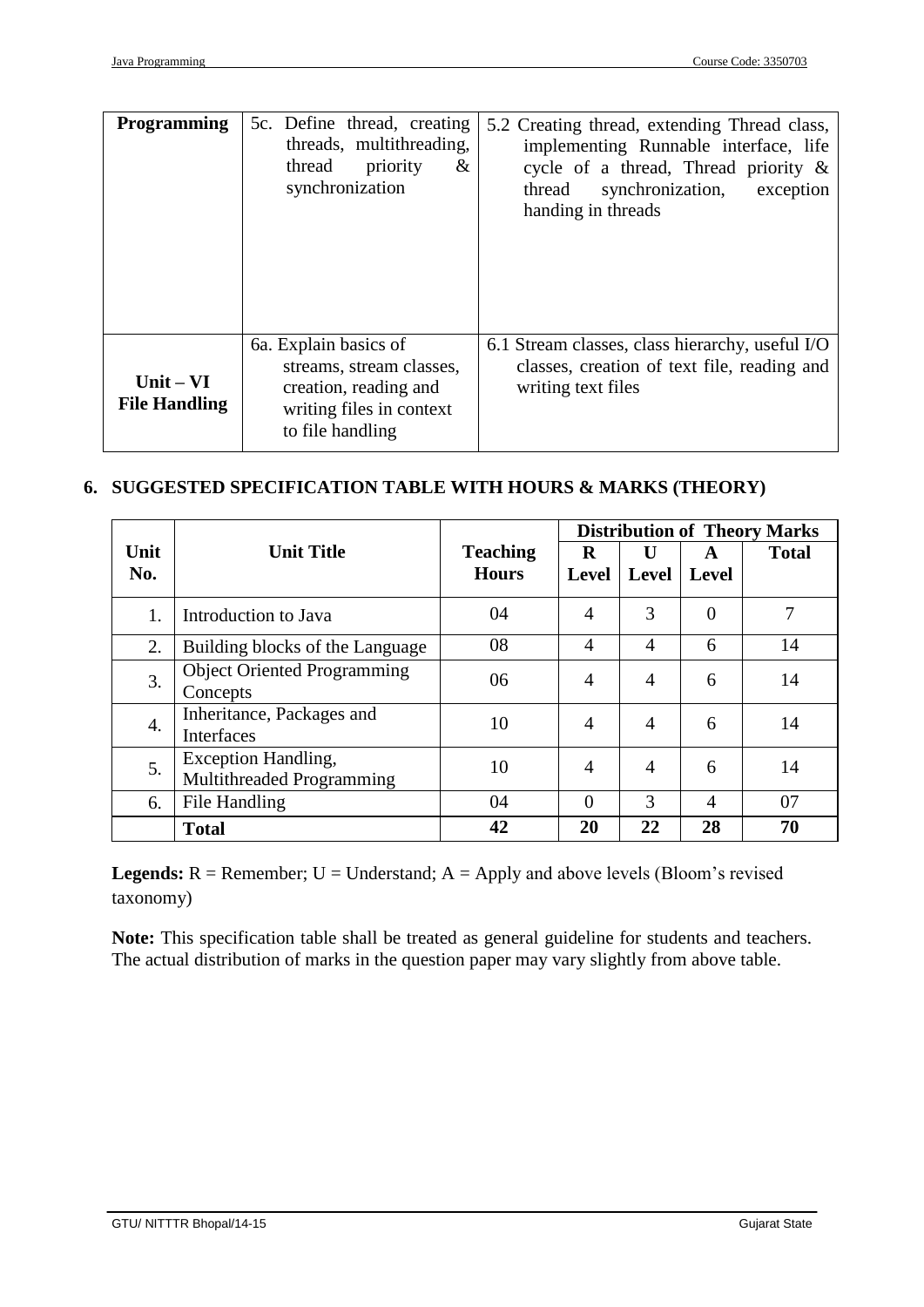| | | |
|---|---|---|
| **Programming** | 5c. Define thread, creating threads, multithreading, thread priority & synchronization | 5.2 Creating thread, extending Thread class, implementing Runnable interface, life cycle of a thread, Thread priority & thread synchronization, exception handing in threads |
| **Unit – VI File Handling** | 6a. Explain basics of streams, stream classes, creation, reading and writing files in context to file handling | 6.1 Stream classes, class hierarchy, useful I/O classes, creation of text file, reading and writing text files |

## 6. SUGGESTED SPECIFICATION TABLE WITH HOURS & MARKS (THEORY)

| Unit No. | Unit Title | Teaching Hours | Distribution of Theory Marks | | | |
|---|---|---|---|---|---|---|
| | | | **R Level** | **U Level** | **A Level** | **Total** |
| 1. | Introduction to Java | 04 | 4 | 3 | 0 | 7 |
| 2. | Building blocks of the Language | 08 | 4 | 4 | 6 | 14 |
| 3. | Object Oriented Programming Concepts | 06 | 4 | 4 | 6 | 14 |
| 4. | Inheritance, Packages and Interfaces | 10 | 4 | 4 | 6 | 14 |
| 5. | Exception Handling, Multithreaded Programming | 10 | 4 | 4 | 6 | 14 |
| 6. | File Handling | 04 | 0 | 3 | 4 | 07 |
| | **Total** | **42** | **20** | **22** | **28** | **70** |

**Legends:** R = Remember; U = Understand; A = Apply and above levels (Bloom's revised taxonomy)

**Note:** This specification table shall be treated as general guideline for students and teachers. The actual distribution of marks in the question paper may vary slightly from above table.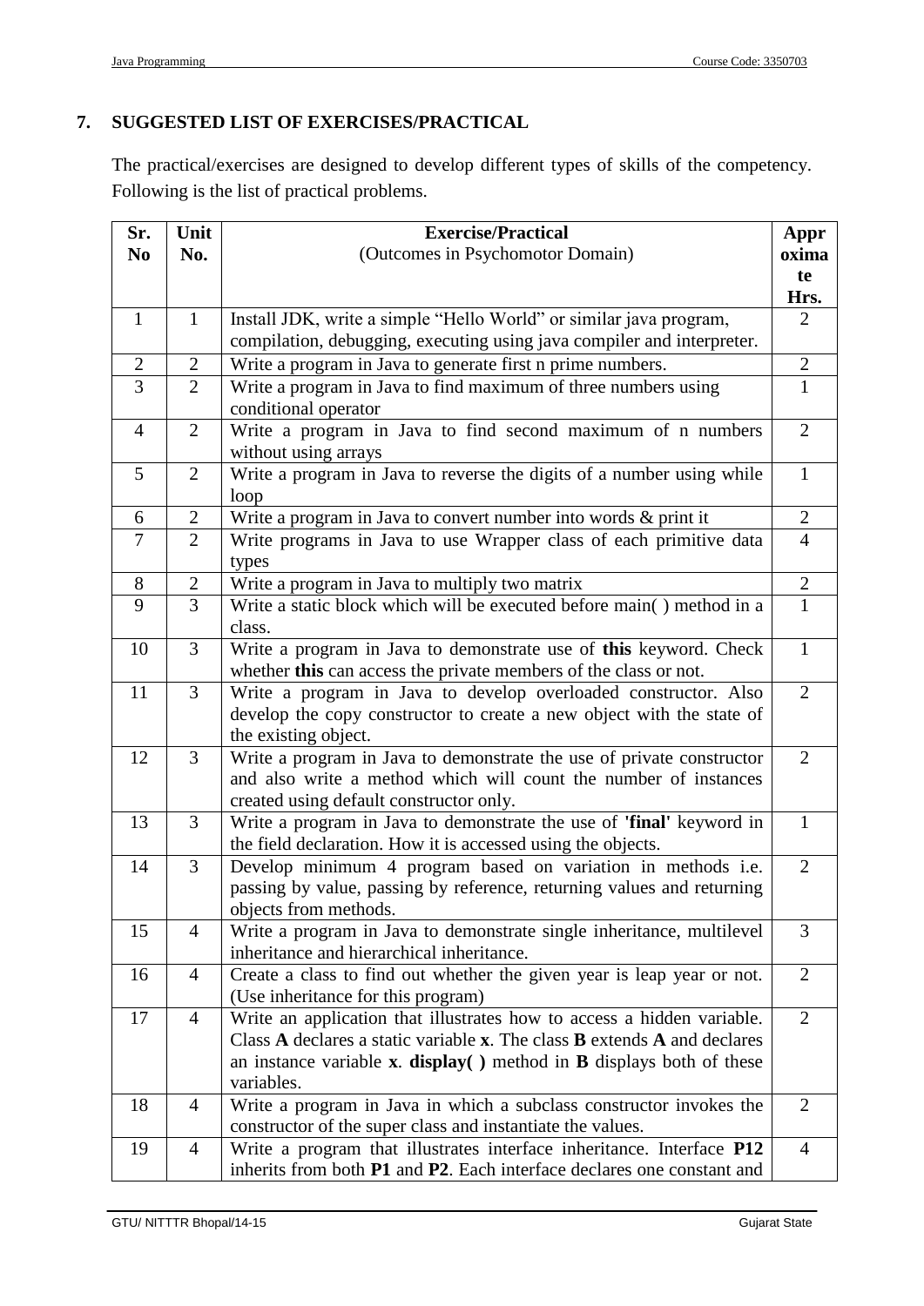## 7. SUGGESTED LIST OF EXERCISES/PRACTICAL

The practical/exercises are designed to develop different types of skills of the competency. Following is the list of practical problems.

| Sr. No | Unit No. | Exercise/Practical (Outcomes in Psychomotor Domain) | Approximate Hrs. |
|---|---|---|---|
| 1 | 1 | Install JDK, write a simple “Hello World” or similar java program, compilation, debugging, executing using java compiler and interpreter. | 2 |
| 2 | 2 | Write a program in Java to generate first n prime numbers. | 2 |
| 3 | 2 | Write a program in Java to find maximum of three numbers using conditional operator | 1 |
| 4 | 2 | Write a program in Java to find second maximum of n numbers without using arrays | 2 |
| 5 | 2 | Write a program in Java to reverse the digits of a number using while loop | 1 |
| 6 | 2 | Write a program in Java to convert number into words & print it | 2 |
| 7 | 2 | Write programs in Java to use Wrapper class of each primitive data types | 4 |
| 8 | 2 | Write a program in Java to multiply two matrix | 2 |
| 9 | 3 | Write a static block which will be executed before main( ) method in a class. | 1 |
| 10 | 3 | Write a program in Java to demonstrate use of **this** keyword. Check whether **this** can access the private members of the class or not. | 1 |
| 11 | 3 | Write a program in Java to develop overloaded constructor. Also develop the copy constructor to create a new object with the state of the existing object. | 2 |
| 12 | 3 | Write a program in Java to demonstrate the use of private constructor and also write a method which will count the number of instances created using default constructor only. | 2 |
| 13 | 3 | Write a program in Java to demonstrate the use of **'final'** keyword in the field declaration. How it is accessed using the objects. | 1 |
| 14 | 3 | Develop minimum 4 program based on variation in methods i.e. passing by value, passing by reference, returning values and returning objects from methods. | 2 |
| 15 | 4 | Write a program in Java to demonstrate single inheritance, multilevel inheritance and hierarchical inheritance. | 3 |
| 16 | 4 | Create a class to find out whether the given year is leap year or not. (Use inheritance for this program) | 2 |
| 17 | 4 | Write an application that illustrates how to access a hidden variable. Class **A** declares a static variable **x**. The class **B** extends **A** and declares an instance variable **x**. **display( )** method in **B** displays both of these variables. | 2 |
| 18 | 4 | Write a program in Java in which a subclass constructor invokes the constructor of the super class and instantiate the values. | 2 |
| 19 | 4 | Write a program that illustrates interface inheritance. Interface **P12** inherits from both **P1** and **P2**. Each interface declares one constant and | 4 |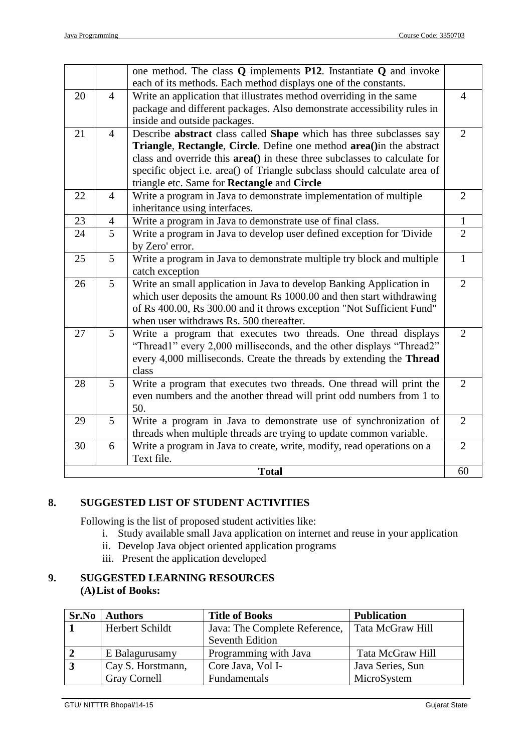| | | | |
|---|---|---|---|
| | | one method. The class **Q** implements **P12**. Instantiate **Q** and invoke each of its methods. Each method displays one of the constants. | |
| 20 | 4 | Write an application that illustrates method overriding in the same package and different packages. Also demonstrate accessibility rules in inside and outside packages. | 4 |
| 21 | 4 | Describe **abstract** class called **Shape** which has three subclasses say **Triangle**, **Rectangle**, **Circle**. Define one method **area()**in the abstract class and override this **area()** in these three subclasses to calculate for specific object i.e. area() of Triangle subclass should calculate area of triangle etc. Same for **Rectangle** and **Circle** | 2 |
| 22 | 4 | Write a program in Java to demonstrate implementation of multiple inheritance using interfaces. | 2 |
| 23 | 4 | Write a program in Java to demonstrate use of final class. | 1 |
| 24 | 5 | Write a program in Java to develop user defined exception for 'Divide by Zero' error. | 2 |
| 25 | 5 | Write a program in Java to demonstrate multiple try block and multiple catch exception | 1 |
| 26 | 5 | Write an small application in Java to develop Banking Application in which user deposits the amount Rs 1000.00 and then start withdrawing of Rs 400.00, Rs 300.00 and it throws exception "Not Sufficient Fund" when user withdraws Rs. 500 thereafter. | 2 |
| 27 | 5 | Write a program that executes two threads. One thread displays "Thread1" every 2,000 milliseconds, and the other displays "Thread2" every 4,000 milliseconds. Create the threads by extending the **Thread** class | 2 |
| 28 | 5 | Write a program that executes two threads. One thread will print the even numbers and the another thread will print odd numbers from 1 to 50. | 2 |
| 29 | 5 | Write a program in Java to demonstrate use of synchronization of threads when multiple threads are trying to update common variable. | 2 |
| 30 | 6 | Write a program in Java to create, write, modify, read operations on a Text file. | 2 |
| | | **Total** | 60 |

## 8. SUGGESTED LIST OF STUDENT ACTIVITIES

Following is the list of proposed student activities like:

i. Study available small Java application on internet and reuse in your application
ii. Develop Java object oriented application programs
iii. Present the application developed

## 9. SUGGESTED LEARNING RESOURCES

**(A) List of Books:**

| Sr.No | Authors | Title of Books | Publication |
|---|---|---|---|
| **1** | Herbert Schildt | Java: The Complete Reference, Seventh Edition | Tata McGraw Hill |
| **2** | E Balagurusamy | Programming with Java | Tata McGraw Hill |
| **3** | Cay S. Horstmann, Gray Cornell | Core Java, Vol I- Fundamentals | Java Series, Sun MicroSystem |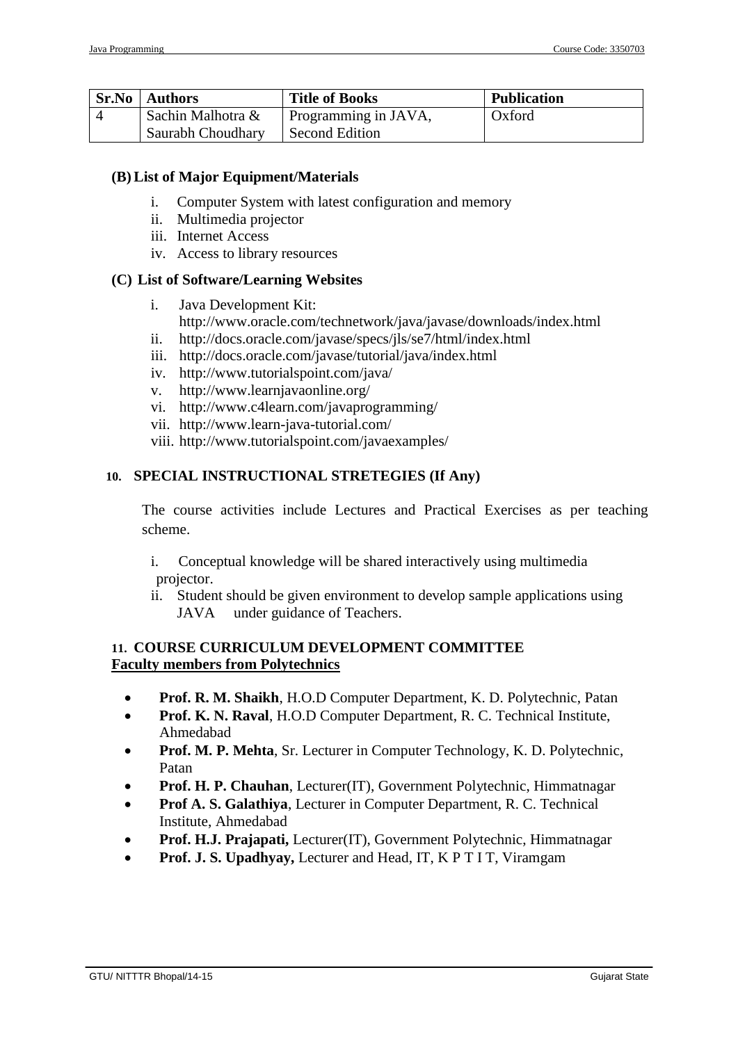| Sr.No | Authors | Title of Books | Publication |
|---|---|---|---|
| 4 | Sachin Malhotra & Saurabh Choudhary | Programming in JAVA, Second Edition | Oxford |

**(B) List of Major Equipment/Materials**

i. Computer System with latest configuration and memory
ii. Multimedia projector
iii. Internet Access
iv. Access to library resources

**(C) List of Software/Learning Websites**

i. Java Development Kit: http://www.oracle.com/technetwork/java/javase/downloads/index.html
ii. http://docs.oracle.com/javase/specs/jls/se7/html/index.html
iii. http://docs.oracle.com/javase/tutorial/java/index.html
iv. http://www.tutorialspoint.com/java/
v. http://www.learnjavaonline.org/
vi. http://www.c4learn.com/javaprogramming/
vii. http://www.learn-java-tutorial.com/
viii. http://www.tutorialspoint.com/javaexamples/

## 10. SPECIAL INSTRUCTIONAL STRETEGIES (If Any)

The course activities include Lectures and Practical Exercises as per teaching scheme.

i. Conceptual knowledge will be shared interactively using multimedia projector.
ii. Student should be given environment to develop sample applications using JAVA under guidance of Teachers.

## 11. COURSE CURRICULUM DEVELOPMENT COMMITTEE

**Faculty members from Polytechnics**

- **Prof. R. M. Shaikh**, H.O.D Computer Department, K. D. Polytechnic, Patan
- **Prof. K. N. Raval**, H.O.D Computer Department, R. C. Technical Institute, Ahmedabad
- **Prof. M. P. Mehta**, Sr. Lecturer in Computer Technology, K. D. Polytechnic, Patan
- **Prof. H. P. Chauhan**, Lecturer(IT), Government Polytechnic, Himmatnagar
- **Prof A. S. Galathiya**, Lecturer in Computer Department, R. C. Technical Institute, Ahmedabad
- **Prof. H.J. Prajapati,** Lecturer(IT), Government Polytechnic, Himmatnagar
- **Prof. J. S. Upadhyay,** Lecturer and Head, IT, K P T I T, Viramgam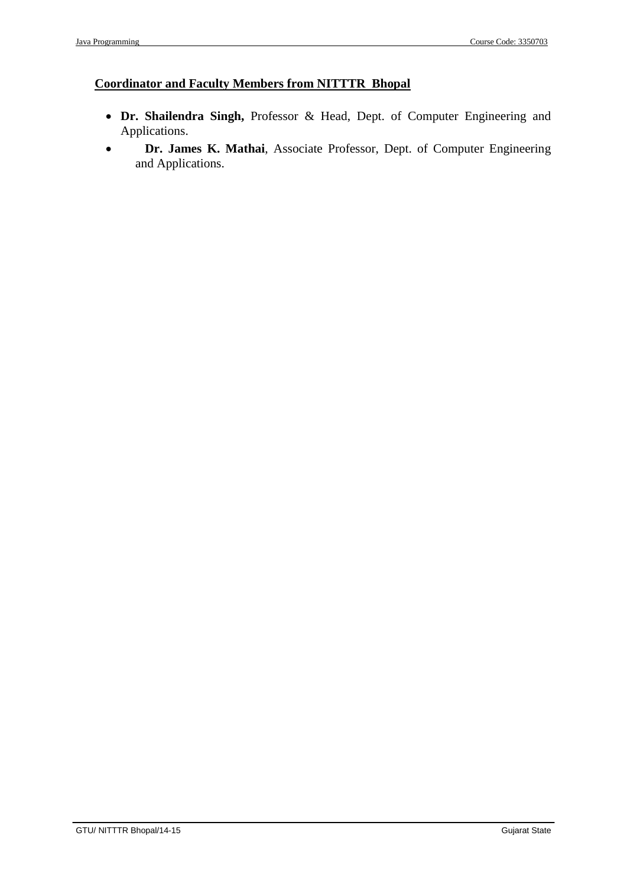## Coordinator and Faculty Members from NITTTR Bhopal

- **Dr. Shailendra Singh,** Professor & Head, Dept. of Computer Engineering and Applications.
- **Dr. James K. Mathai**, Associate Professor, Dept. of Computer Engineering and Applications.